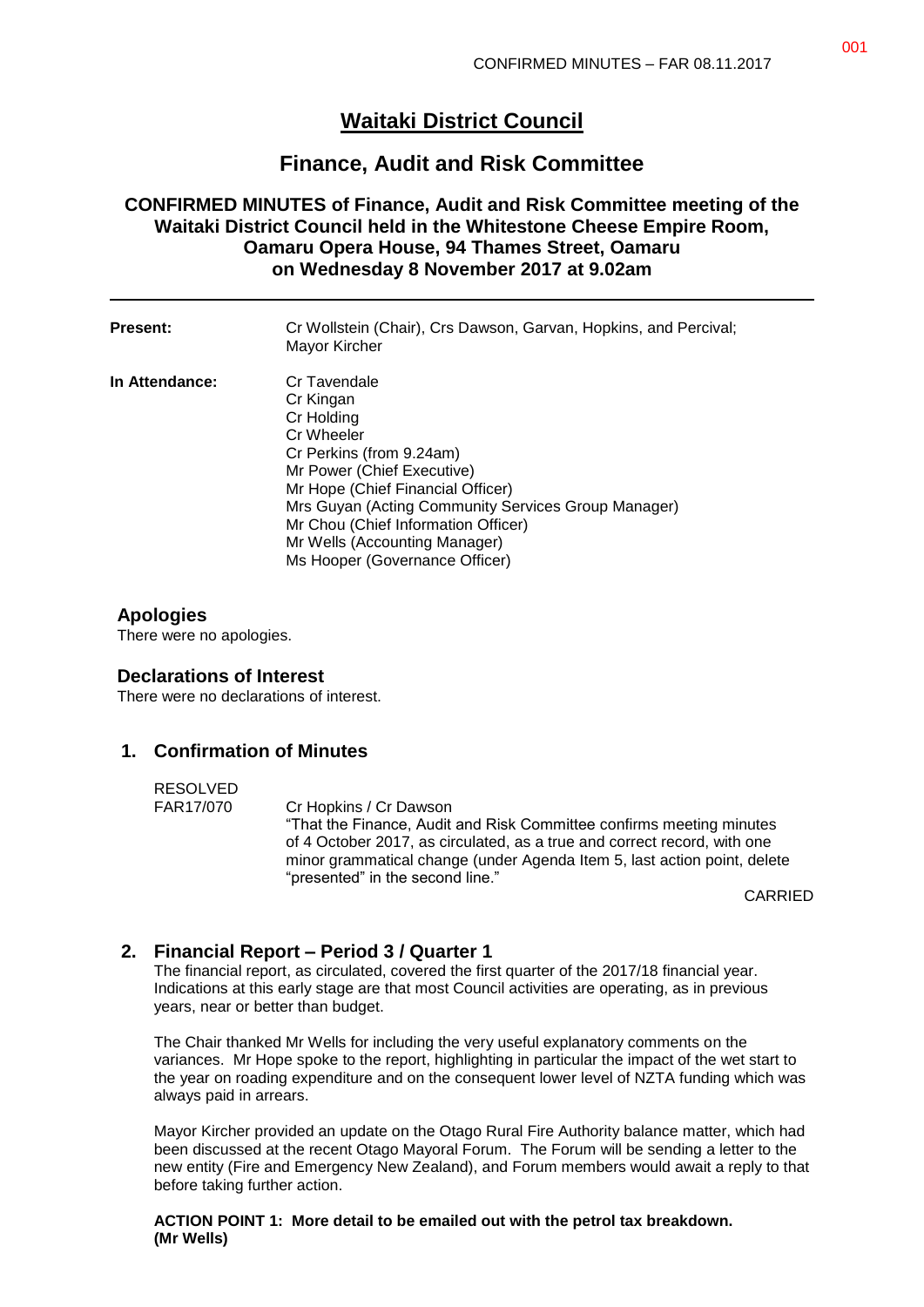# Waitaki District Council

## Finance, Audit and Risk Committee

### CONFIRMED MINUTES of Finance, Audit and Risk Committee meeting of the Waitaki District Council held in the Whitestone Cheese Empire Room, Oamaru Opera House, 94 Thames Street, Oamaru on Wednesday 8 November 2017 at 9.02am

---

**Present:** Cr Wollstein (Chair), Crs Dawson, Garvan, Hopkins, and Percival; Mayor Kircher

**In Attendance:**
Cr Tavendale
Cr Kingan
Cr Holding
Cr Wheeler
Cr Perkins (from 9.24am)
Mr Power (Chief Executive)
Mr Hope (Chief Financial Officer)
Mrs Guyan (Acting Community Services Group Manager)
Mr Chou (Chief Information Officer)
Mr Wells (Accounting Manager)
Ms Hooper (Governance Officer)

### Apologies

There were no apologies.

### Declarations of Interest

There were no declarations of interest.

## 1. Confirmation of Minutes

RESOLVED
FAR17/070 Cr Hopkins / Cr Dawson
"That the Finance, Audit and Risk Committee confirms meeting minutes of 4 October 2017, as circulated, as a true and correct record, with one minor grammatical change (under Agenda Item 5, last action point, delete "presented" in the second line."

CARRIED

## 2. Financial Report – Period 3 / Quarter 1

The financial report, as circulated, covered the first quarter of the 2017/18 financial year. Indications at this early stage are that most Council activities are operating, as in previous years, near or better than budget.

The Chair thanked Mr Wells for including the very useful explanatory comments on the variances. Mr Hope spoke to the report, highlighting in particular the impact of the wet start to the year on roading expenditure and on the consequent lower level of NZTA funding which was always paid in arrears.

Mayor Kircher provided an update on the Otago Rural Fire Authority balance matter, which had been discussed at the recent Otago Mayoral Forum. The Forum will be sending a letter to the new entity (Fire and Emergency New Zealand), and Forum members would await a reply to that before taking further action.

**ACTION POINT 1: More detail to be emailed out with the petrol tax breakdown. (Mr Wells)**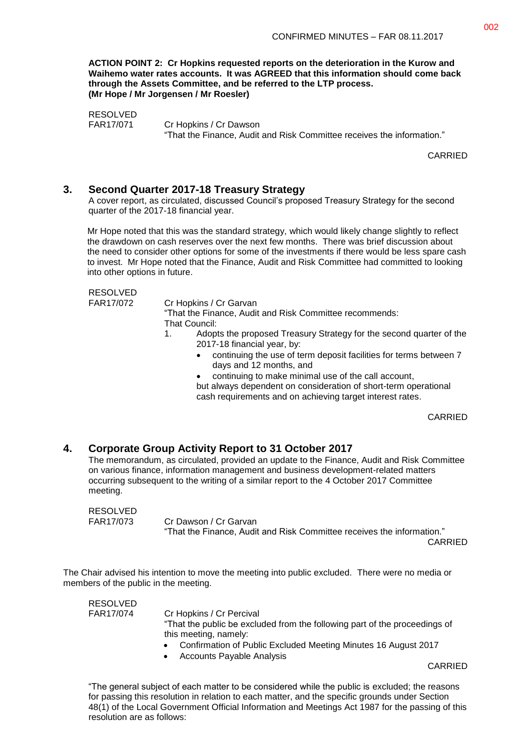**ACTION POINT 2: Cr Hopkins requested reports on the deterioration in the Kurow and Waihemo water rates accounts. It was AGREED that this information should come back through the Assets Committee, and be referred to the LTP process.**
**(Mr Hope / Mr Jorgensen / Mr Roesler)**

RESOLVED
FAR17/071 Cr Hopkins / Cr Dawson
"That the Finance, Audit and Risk Committee receives the information."

CARRIED

## 3. Second Quarter 2017-18 Treasury Strategy

A cover report, as circulated, discussed Council's proposed Treasury Strategy for the second quarter of the 2017-18 financial year.

Mr Hope noted that this was the standard strategy, which would likely change slightly to reflect the drawdown on cash reserves over the next few months. There was brief discussion about the need to consider other options for some of the investments if there would be less spare cash to invest. Mr Hope noted that the Finance, Audit and Risk Committee had committed to looking into other options in future.

RESOLVED
FAR17/072 Cr Hopkins / Cr Garvan
"That the Finance, Audit and Risk Committee recommends:
That Council:

1. Adopts the proposed Treasury Strategy for the second quarter of the 2017-18 financial year, by:
   - continuing the use of term deposit facilities for terms between 7 days and 12 months, and
   - continuing to make minimal use of the call account,

   but always dependent on consideration of short-term operational cash requirements and on achieving target interest rates.

CARRIED

## 4. Corporate Group Activity Report to 31 October 2017

The memorandum, as circulated, provided an update to the Finance, Audit and Risk Committee on various finance, information management and business development-related matters occurring subsequent to the writing of a similar report to the 4 October 2017 Committee meeting.

RESOLVED
FAR17/073 Cr Dawson / Cr Garvan
"That the Finance, Audit and Risk Committee receives the information."

CARRIED

The Chair advised his intention to move the meeting into public excluded. There were no media or members of the public in the meeting.

RESOLVED
FAR17/074 Cr Hopkins / Cr Percival
"That the public be excluded from the following part of the proceedings of this meeting, namely:

- Confirmation of Public Excluded Meeting Minutes 16 August 2017
- Accounts Payable Analysis

CARRIED

"The general subject of each matter to be considered while the public is excluded; the reasons for passing this resolution in relation to each matter, and the specific grounds under Section 48(1) of the Local Government Official Information and Meetings Act 1987 for the passing of this resolution are as follows: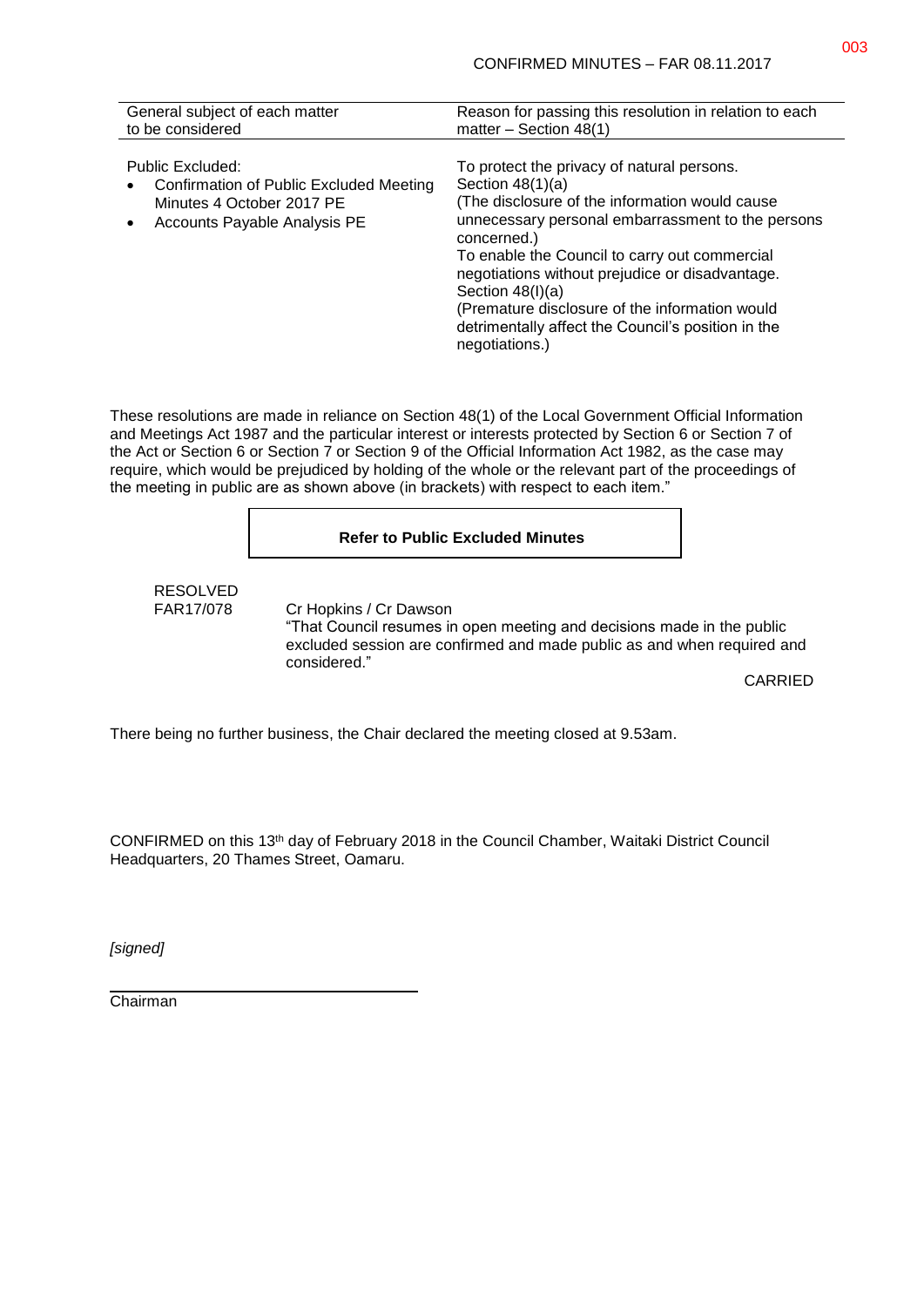| General subject of each matter to be considered | Reason for passing this resolution in relation to each matter – Section 48(1) |
|---|---|
| Public Excluded:<br>• Confirmation of Public Excluded Meeting Minutes 4 October 2017 PE<br>• Accounts Payable Analysis PE | To protect the privacy of natural persons. Section 48(1)(a)<br>(The disclosure of the information would cause unnecessary personal embarrassment to the persons concerned.)<br>To enable the Council to carry out commercial negotiations without prejudice or disadvantage. Section 48(I)(a)<br>(Premature disclosure of the information would detrimentally affect the Council's position in the negotiations.) |

These resolutions are made in reliance on Section 48(1) of the Local Government Official Information and Meetings Act 1987 and the particular interest or interests protected by Section 6 or Section 7 of the Act or Section 6 or Section 7 or Section 9 of the Official Information Act 1982, as the case may require, which would be prejudiced by holding of the whole or the relevant part of the proceedings of the meeting in public are as shown above (in brackets) with respect to each item."

**Refer to Public Excluded Minutes**

RESOLVED
FAR17/078 Cr Hopkins / Cr Dawson

"That Council resumes in open meeting and decisions made in the public excluded session are confirmed and made public as and when required and considered."

CARRIED

There being no further business, the Chair declared the meeting closed at 9.53am.

CONFIRMED on this 13th day of February 2018 in the Council Chamber, Waitaki District Council Headquarters, 20 Thames Street, Oamaru.

*[signed]*

Chairman